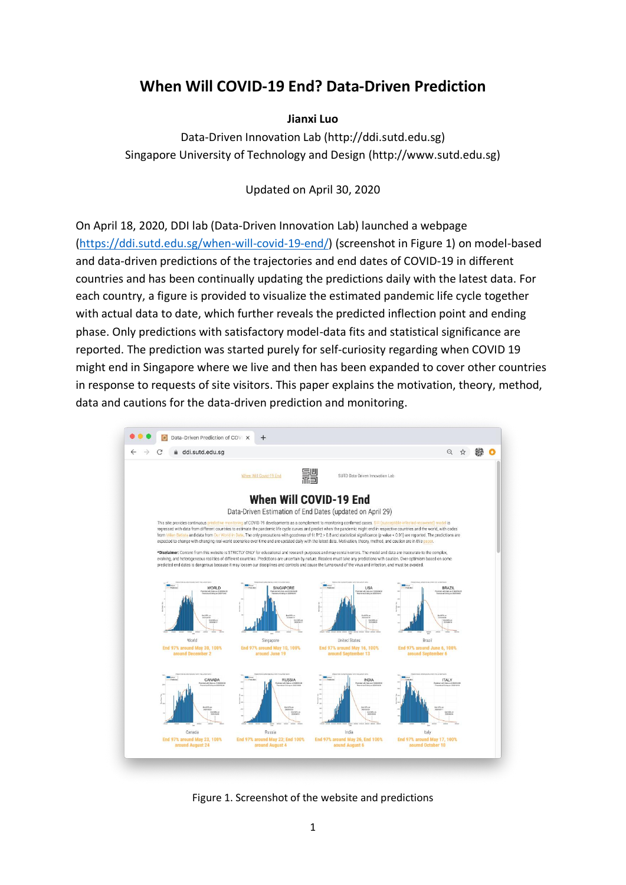# When Will COVID-19 End? Data-Driven Prediction

**Jianxi Luo**

Data-Driven Innovation Lab (http://ddi.sutd.edu.sg)
Singapore University of Technology and Design (http://www.sutd.edu.sg)

Updated on April 30, 2020

On April 18, 2020, DDI lab (Data-Driven Innovation Lab) launched a webpage (https://ddi.sutd.edu.sg/when-will-covid-19-end/) (screenshot in Figure 1) on model-based and data-driven predictions of the trajectories and end dates of COVID-19 in different countries and has been continually updating the predictions daily with the latest data. For each country, a figure is provided to visualize the estimated pandemic life cycle together with actual data to date, which further reveals the predicted inflection point and ending phase. Only predictions with satisfactory model-data fits and statistical significance are reported. The prediction was started purely for self-curiosity regarding when COVID 19 might end in Singapore where we live and then has been expanded to cover other countries in response to requests of site visitors. This paper explains the motivation, theory, method, data and cautions for the data-driven prediction and monitoring.

Figure 1. Screenshot of the website and predictions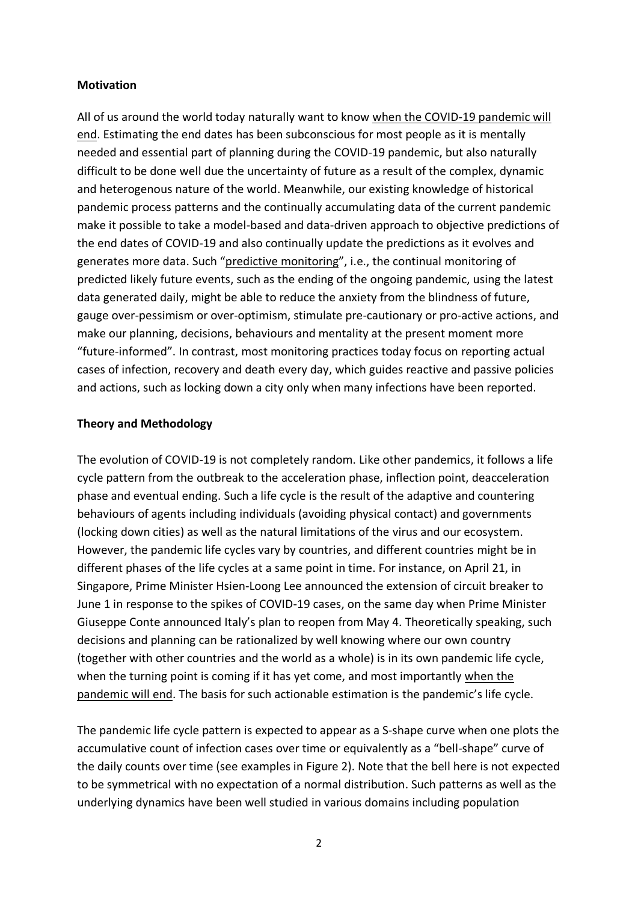**Motivation**

All of us around the world today naturally want to know <u>when the COVID-19 pandemic will end</u>. Estimating the end dates has been subconscious for most people as it is mentally needed and essential part of planning during the COVID-19 pandemic, but also naturally difficult to be done well due the uncertainty of future as a result of the complex, dynamic and heterogenous nature of the world. Meanwhile, our existing knowledge of historical pandemic process patterns and the continually accumulating data of the current pandemic make it possible to take a model-based and data-driven approach to objective predictions of the end dates of COVID-19 and also continually update the predictions as it evolves and generates more data. Such "<u>predictive monitoring</u>", i.e., the continual monitoring of predicted likely future events, such as the ending of the ongoing pandemic, using the latest data generated daily, might be able to reduce the anxiety from the blindness of future, gauge over-pessimism or over-optimism, stimulate pre-cautionary or pro-active actions, and make our planning, decisions, behaviours and mentality at the present moment more "future-informed". In contrast, most monitoring practices today focus on reporting actual cases of infection, recovery and death every day, which guides reactive and passive policies and actions, such as locking down a city only when many infections have been reported.

**Theory and Methodology**

The evolution of COVID-19 is not completely random. Like other pandemics, it follows a life cycle pattern from the outbreak to the acceleration phase, inflection point, deacceleration phase and eventual ending. Such a life cycle is the result of the adaptive and countering behaviours of agents including individuals (avoiding physical contact) and governments (locking down cities) as well as the natural limitations of the virus and our ecosystem. However, the pandemic life cycles vary by countries, and different countries might be in different phases of the life cycles at a same point in time. For instance, on April 21, in Singapore, Prime Minister Hsien-Loong Lee announced the extension of circuit breaker to June 1 in response to the spikes of COVID-19 cases, on the same day when Prime Minister Giuseppe Conte announced Italy's plan to reopen from May 4. Theoretically speaking, such decisions and planning can be rationalized by well knowing where our own country (together with other countries and the world as a whole) is in its own pandemic life cycle, when the turning point is coming if it has yet come, and most importantly <u>when the pandemic will end</u>. The basis for such actionable estimation is the pandemic's life cycle.

The pandemic life cycle pattern is expected to appear as a S-shape curve when one plots the accumulative count of infection cases over time or equivalently as a "bell-shape" curve of the daily counts over time (see examples in Figure 2). Note that the bell here is not expected to be symmetrical with no expectation of a normal distribution. Such patterns as well as the underlying dynamics have been well studied in various domains including population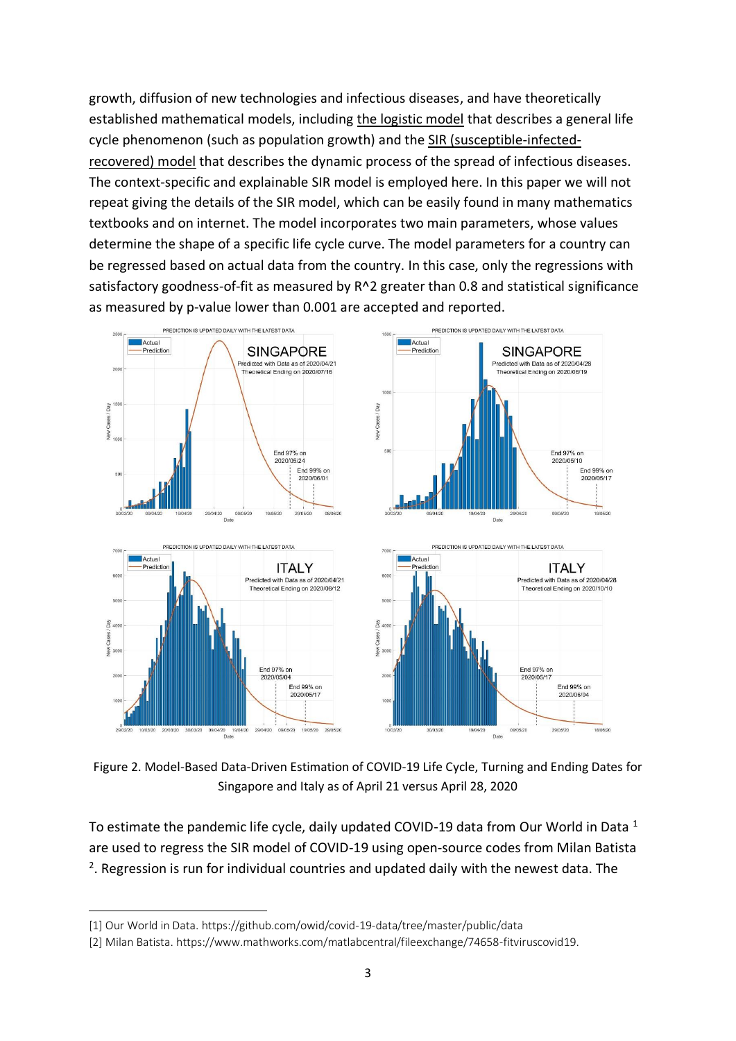growth, diffusion of new technologies and infectious diseases, and have theoretically established mathematical models, including the logistic model that describes a general life cycle phenomenon (such as population growth) and the SIR (susceptible-infected-recovered) model that describes the dynamic process of the spread of infectious diseases. The context-specific and explainable SIR model is employed here. In this paper we will not repeat giving the details of the SIR model, which can be easily found in many mathematics textbooks and on internet. The model incorporates two main parameters, whose values determine the shape of a specific life cycle curve. The model parameters for a country can be regressed based on actual data from the country. In this case, only the regressions with satisfactory goodness-of-fit as measured by $R^2$ greater than 0.8 and statistical significance as measured by p-value lower than 0.001 are accepted and reported.

Figure 2. Model-Based Data-Driven Estimation of COVID-19 Life Cycle, Turning and Ending Dates for Singapore and Italy as of April 21 versus April 28, 2020

To estimate the pandemic life cycle, daily updated COVID-19 data from Our World in Data [1] are used to regress the SIR model of COVID-19 using open-source codes from Milan Batista [2]. Regression is run for individual countries and updated daily with the newest data. The

[1] Our World in Data. https://github.com/owid/covid-19-data/tree/master/public/data

[2] Milan Batista. https://www.mathworks.com/matlabcentral/fileexchange/74658-fitviruscovid19.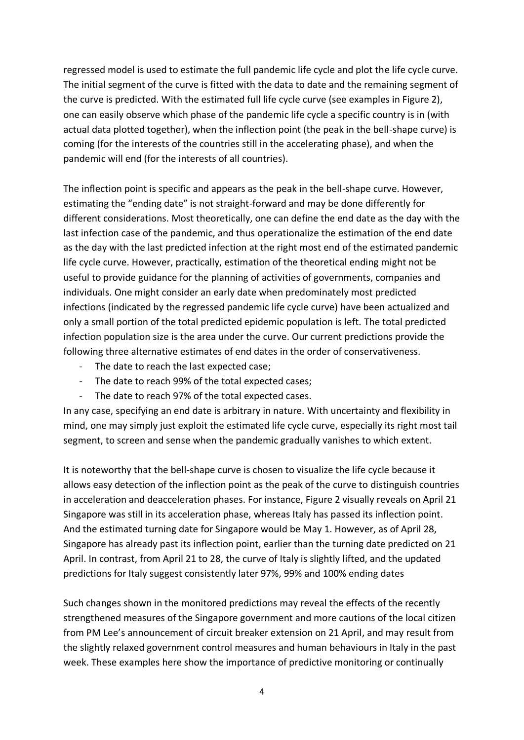regressed model is used to estimate the full pandemic life cycle and plot the life cycle curve. The initial segment of the curve is fitted with the data to date and the remaining segment of the curve is predicted. With the estimated full life cycle curve (see examples in Figure 2), one can easily observe which phase of the pandemic life cycle a specific country is in (with actual data plotted together), when the inflection point (the peak in the bell-shape curve) is coming (for the interests of the countries still in the accelerating phase), and when the pandemic will end (for the interests of all countries).

The inflection point is specific and appears as the peak in the bell-shape curve. However, estimating the "ending date" is not straight-forward and may be done differently for different considerations. Most theoretically, one can define the end date as the day with the last infection case of the pandemic, and thus operationalize the estimation of the end date as the day with the last predicted infection at the right most end of the estimated pandemic life cycle curve. However, practically, estimation of the theoretical ending might not be useful to provide guidance for the planning of activities of governments, companies and individuals. One might consider an early date when predominately most predicted infections (indicated by the regressed pandemic life cycle curve) have been actualized and only a small portion of the total predicted epidemic population is left. The total predicted infection population size is the area under the curve. Our current predictions provide the following three alternative estimates of end dates in the order of conservativeness.

- The date to reach the last expected case;
- The date to reach 99% of the total expected cases;
- The date to reach 97% of the total expected cases.

In any case, specifying an end date is arbitrary in nature. With uncertainty and flexibility in mind, one may simply just exploit the estimated life cycle curve, especially its right most tail segment, to screen and sense when the pandemic gradually vanishes to which extent.

It is noteworthy that the bell-shape curve is chosen to visualize the life cycle because it allows easy detection of the inflection point as the peak of the curve to distinguish countries in acceleration and deacceleration phases. For instance, Figure 2 visually reveals on April 21 Singapore was still in its acceleration phase, whereas Italy has passed its inflection point. And the estimated turning date for Singapore would be May 1. However, as of April 28, Singapore has already past its inflection point, earlier than the turning date predicted on 21 April. In contrast, from April 21 to 28, the curve of Italy is slightly lifted, and the updated predictions for Italy suggest consistently later 97%, 99% and 100% ending dates

Such changes shown in the monitored predictions may reveal the effects of the recently strengthened measures of the Singapore government and more cautions of the local citizen from PM Lee's announcement of circuit breaker extension on 21 April, and may result from the slightly relaxed government control measures and human behaviours in Italy in the past week. These examples here show the importance of predictive monitoring or continually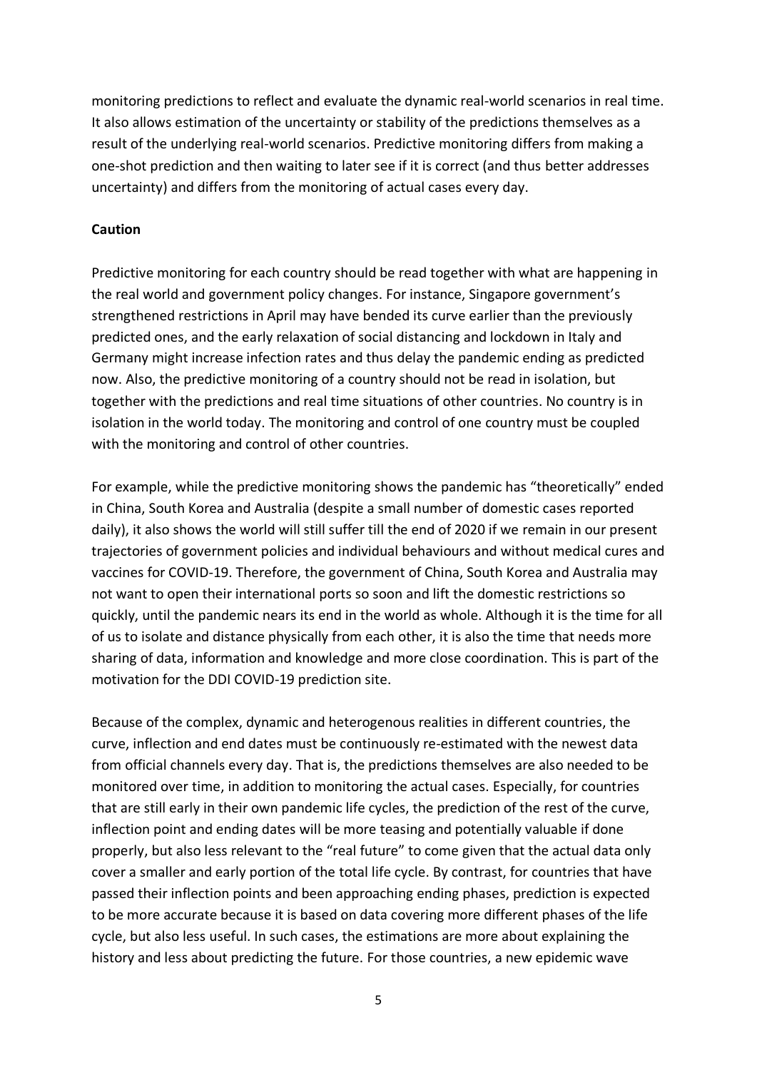monitoring predictions to reflect and evaluate the dynamic real-world scenarios in real time. It also allows estimation of the uncertainty or stability of the predictions themselves as a result of the underlying real-world scenarios. Predictive monitoring differs from making a one-shot prediction and then waiting to later see if it is correct (and thus better addresses uncertainty) and differs from the monitoring of actual cases every day.

**Caution**

Predictive monitoring for each country should be read together with what are happening in the real world and government policy changes. For instance, Singapore government's strengthened restrictions in April may have bended its curve earlier than the previously predicted ones, and the early relaxation of social distancing and lockdown in Italy and Germany might increase infection rates and thus delay the pandemic ending as predicted now. Also, the predictive monitoring of a country should not be read in isolation, but together with the predictions and real time situations of other countries. No country is in isolation in the world today. The monitoring and control of one country must be coupled with the monitoring and control of other countries.

For example, while the predictive monitoring shows the pandemic has "theoretically" ended in China, South Korea and Australia (despite a small number of domestic cases reported daily), it also shows the world will still suffer till the end of 2020 if we remain in our present trajectories of government policies and individual behaviours and without medical cures and vaccines for COVID-19. Therefore, the government of China, South Korea and Australia may not want to open their international ports so soon and lift the domestic restrictions so quickly, until the pandemic nears its end in the world as whole. Although it is the time for all of us to isolate and distance physically from each other, it is also the time that needs more sharing of data, information and knowledge and more close coordination. This is part of the motivation for the DDI COVID-19 prediction site.

Because of the complex, dynamic and heterogenous realities in different countries, the curve, inflection and end dates must be continuously re-estimated with the newest data from official channels every day. That is, the predictions themselves are also needed to be monitored over time, in addition to monitoring the actual cases. Especially, for countries that are still early in their own pandemic life cycles, the prediction of the rest of the curve, inflection point and ending dates will be more teasing and potentially valuable if done properly, but also less relevant to the "real future" to come given that the actual data only cover a smaller and early portion of the total life cycle. By contrast, for countries that have passed their inflection points and been approaching ending phases, prediction is expected to be more accurate because it is based on data covering more different phases of the life cycle, but also less useful. In such cases, the estimations are more about explaining the history and less about predicting the future. For those countries, a new epidemic wave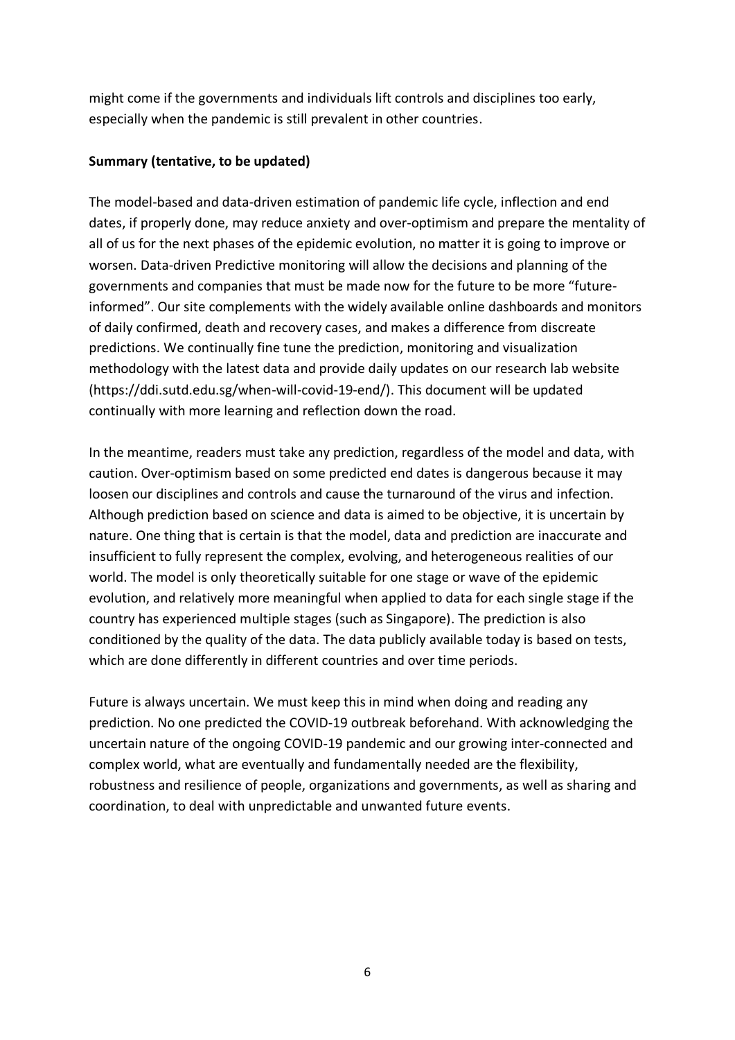might come if the governments and individuals lift controls and disciplines too early, especially when the pandemic is still prevalent in other countries.

**Summary (tentative, to be updated)**

The model-based and data-driven estimation of pandemic life cycle, inflection and end dates, if properly done, may reduce anxiety and over-optimism and prepare the mentality of all of us for the next phases of the epidemic evolution, no matter it is going to improve or worsen. Data-driven Predictive monitoring will allow the decisions and planning of the governments and companies that must be made now for the future to be more "future-informed". Our site complements with the widely available online dashboards and monitors of daily confirmed, death and recovery cases, and makes a difference from discreate predictions. We continually fine tune the prediction, monitoring and visualization methodology with the latest data and provide daily updates on our research lab website (https://ddi.sutd.edu.sg/when-will-covid-19-end/). This document will be updated continually with more learning and reflection down the road.

In the meantime, readers must take any prediction, regardless of the model and data, with caution. Over-optimism based on some predicted end dates is dangerous because it may loosen our disciplines and controls and cause the turnaround of the virus and infection. Although prediction based on science and data is aimed to be objective, it is uncertain by nature. One thing that is certain is that the model, data and prediction are inaccurate and insufficient to fully represent the complex, evolving, and heterogeneous realities of our world. The model is only theoretically suitable for one stage or wave of the epidemic evolution, and relatively more meaningful when applied to data for each single stage if the country has experienced multiple stages (such as Singapore). The prediction is also conditioned by the quality of the data. The data publicly available today is based on tests, which are done differently in different countries and over time periods.

Future is always uncertain. We must keep this in mind when doing and reading any prediction. No one predicted the COVID-19 outbreak beforehand. With acknowledging the uncertain nature of the ongoing COVID-19 pandemic and our growing inter-connected and complex world, what are eventually and fundamentally needed are the flexibility, robustness and resilience of people, organizations and governments, as well as sharing and coordination, to deal with unpredictable and unwanted future events.